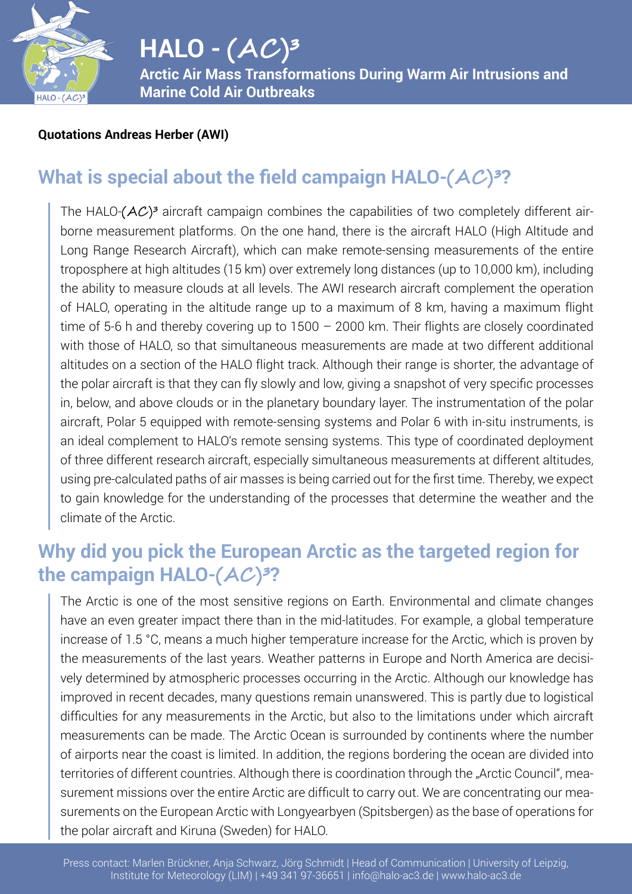# HALO - (AC)³

**Arctic Air Mass Transformations During Warm Air Intrusions and Marine Cold Air Outbreaks**

**Quotations Andreas Herber (AWI)**

## What is special about the field campaign HALO-(AC)³?

The HALO-(AC)³ aircraft campaign combines the capabilities of two completely different airborne measurement platforms. On the one hand, there is the aircraft HALO (High Altitude and Long Range Research Aircraft), which can make remote-sensing measurements of the entire troposphere at high altitudes (15 km) over extremely long distances (up to 10,000 km), including the ability to measure clouds at all levels. The AWI research aircraft complement the operation of HALO, operating in the altitude range up to a maximum of 8 km, having a maximum flight time of 5-6 h and thereby covering up to 1500 – 2000 km. Their flights are closely coordinated with those of HALO, so that simultaneous measurements are made at two different additional altitudes on a section of the HALO flight track. Although their range is shorter, the advantage of the polar aircraft is that they can fly slowly and low, giving a snapshot of very specific processes in, below, and above clouds or in the planetary boundary layer. The instrumentation of the polar aircraft, Polar 5 equipped with remote-sensing systems and Polar 6 with in-situ instruments, is an ideal complement to HALO's remote sensing systems. This type of coordinated deployment of three different research aircraft, especially simultaneous measurements at different altitudes, using pre-calculated paths of air masses is being carried out for the first time. Thereby, we expect to gain knowledge for the understanding of the processes that determine the weather and the climate of the Arctic.

## Why did you pick the European Arctic as the targeted region for the campaign HALO-(AC)³?

The Arctic is one of the most sensitive regions on Earth. Environmental and climate changes have an even greater impact there than in the mid-latitudes. For example, a global temperature increase of 1.5 °C, means a much higher temperature increase for the Arctic, which is proven by the measurements of the last years. Weather patterns in Europe and North America are decisively determined by atmospheric processes occurring in the Arctic. Although our knowledge has improved in recent decades, many questions remain unanswered. This is partly due to logistical difficulties for any measurements in the Arctic, but also to the limitations under which aircraft measurements can be made. The Arctic Ocean is surrounded by continents where the number of airports near the coast is limited. In addition, the regions bordering the ocean are divided into territories of different countries. Although there is coordination through the „Arctic Council", measurement missions over the entire Arctic are difficult to carry out. We are concentrating our measurements on the European Arctic with Longyearbyen (Spitsbergen) as the base of operations for the polar aircraft and Kiruna (Sweden) for HALO.

Press contact: Marlen Brückner, Anja Schwarz, Jörg Schmidt | Head of Communication | University of Leipzig, Institute for Meteorology (LIM) | +49 341 97-36651 | info@halo-ac3.de | www.halo-ac3.de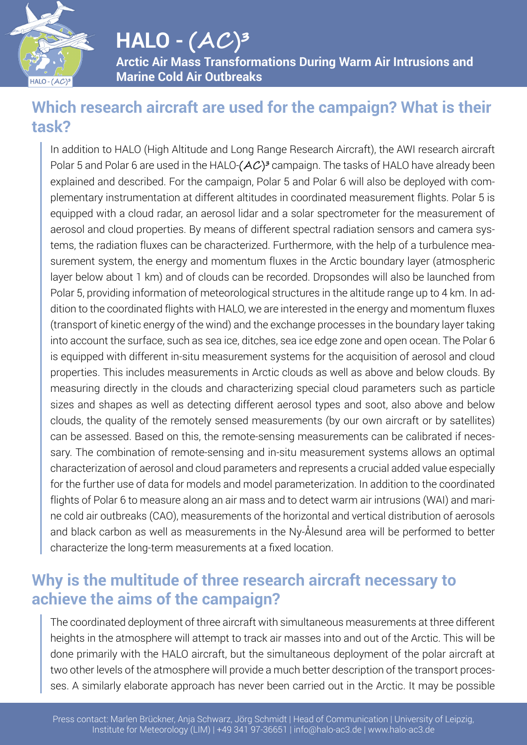## Which research aircraft are used for the campaign? What is their task?

In addition to HALO (High Altitude and Long Range Research Aircraft), the AWI research aircraft Polar 5 and Polar 6 are used in the HALO-(AC)³ campaign. The tasks of HALO have already been explained and described. For the campaign, Polar 5 and Polar 6 will also be deployed with complementary instrumentation at different altitudes in coordinated measurement flights. Polar 5 is equipped with a cloud radar, an aerosol lidar and a solar spectrometer for the measurement of aerosol and cloud properties. By means of different spectral radiation sensors and camera systems, the radiation fluxes can be characterized. Furthermore, with the help of a turbulence measurement system, the energy and momentum fluxes in the Arctic boundary layer (atmospheric layer below about 1 km) and of clouds can be recorded. Dropsondes will also be launched from Polar 5, providing information of meteorological structures in the altitude range up to 4 km. In addition to the coordinated flights with HALO, we are interested in the energy and momentum fluxes (transport of kinetic energy of the wind) and the exchange processes in the boundary layer taking into account the surface, such as sea ice, ditches, sea ice edge zone and open ocean. The Polar 6 is equipped with different in-situ measurement systems for the acquisition of aerosol and cloud properties. This includes measurements in Arctic clouds as well as above and below clouds. By measuring directly in the clouds and characterizing special cloud parameters such as particle sizes and shapes as well as detecting different aerosol types and soot, also above and below clouds, the quality of the remotely sensed measurements (by our own aircraft or by satellites) can be assessed. Based on this, the remote-sensing measurements can be calibrated if necessary. The combination of remote-sensing and in-situ measurement systems allows an optimal characterization of aerosol and cloud parameters and represents a crucial added value especially for the further use of data for models and model parameterization. In addition to the coordinated flights of Polar 6 to measure along an air mass and to detect warm air intrusions (WAI) and marine cold air outbreaks (CAO), measurements of the horizontal and vertical distribution of aerosols and black carbon as well as measurements in the Ny-Ålesund area will be performed to better characterize the long-term measurements at a fixed location.

## Why is the multitude of three research aircraft necessary to achieve the aims of the campaign?

The coordinated deployment of three aircraft with simultaneous measurements at three different heights in the atmosphere will attempt to track air masses into and out of the Arctic. This will be done primarily with the HALO aircraft, but the simultaneous deployment of the polar aircraft at two other levels of the atmosphere will provide a much better description of the transport processes. A similarly elaborate approach has never been carried out in the Arctic. It may be possible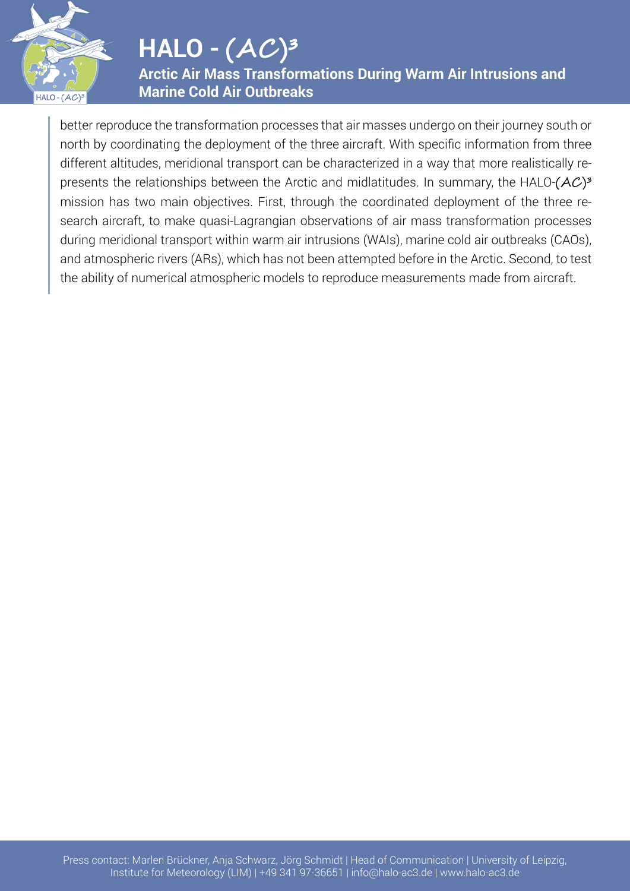better reproduce the transformation processes that air masses undergo on their journey south or north by coordinating the deployment of the three aircraft. With specific information from three different altitudes, meridional transport can be characterized in a way that more realistically represents the relationships between the Arctic and midlatitudes. In summary, the HALO-(AC)³ mission has two main objectives. First, through the coordinated deployment of the three research aircraft, to make quasi-Lagrangian observations of air mass transformation processes during meridional transport within warm air intrusions (WAIs), marine cold air outbreaks (CAOs), and atmospheric rivers (ARs), which has not been attempted before in the Arctic. Second, to test the ability of numerical atmospheric models to reproduce measurements made from aircraft.